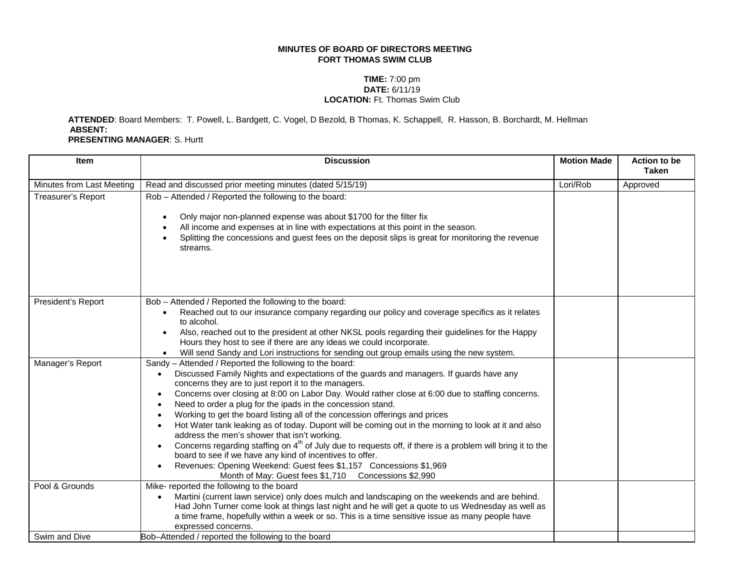**MINUTES OF BOARD OF DIRECTORS MEETING**
**FORT THOMAS SWIM CLUB**

**TIME:** 7:00 pm
**DATE:** 6/11/19
**LOCATION:** Ft. Thomas Swim Club

**ATTENDED**: Board Members: T. Powell, L. Bardgett, C. Vogel, D Bezold, B Thomas, K. Schappell, R. Hasson, B. Borchardt, M. Hellman
**ABSENT:**
**PRESENTING MANAGER**: S. Hurtt

| Item | Discussion | Motion Made | Action to be Taken |
|---|---|---|---|
| Minutes from Last Meeting | Read and discussed prior meeting minutes (dated 5/15/19) | Lori/Rob | Approved |
| Treasurer's Report | Rob – Attended / Reported the following to the board:<br>• Only major non-planned expense was about $1700 for the filter fix<br>• All income and expenses at in line with expectations at this point in the season.<br>• Splitting the concessions and guest fees on the deposit slips is great for monitoring the revenue streams. | | |
| President's Report | Bob – Attended / Reported the following to the board:<br>• Reached out to our insurance company regarding our policy and coverage specifics as it relates to alcohol.<br>• Also, reached out to the president at other NKSL pools regarding their guidelines for the Happy Hours they host to see if there are any ideas we could incorporate.<br>• Will send Sandy and Lori instructions for sending out group emails using the new system. | | |
| Manager's Report | Sandy – Attended / Reported the following to the board:<br>• Discussed Family Nights and expectations of the guards and managers. If guards have any concerns they are to just report it to the managers.<br>• Concerns over closing at 8:00 on Labor Day. Would rather close at 6:00 due to staffing concerns.<br>• Need to order a plug for the ipads in the concession stand.<br>• Working to get the board listing all of the concession offerings and prices<br>• Hot Water tank leaking as of today. Dupont will be coming out in the morning to look at it and also address the men's shower that isn't working.<br>• Concerns regarding staffing on 4th of July due to requests off, if there is a problem will bring it to the board to see if we have any kind of incentives to offer.<br>• Revenues: Opening Weekend: Guest fees $1,157 Concessions $1,969<br>Month of May: Guest fees $1,710 Concessions $2,990 | | |
| Pool & Grounds | Mike- reported the following to the board<br>• Martini (current lawn service) only does mulch and landscaping on the weekends and are behind. Had John Turner come look at things last night and he will get a quote to us Wednesday as well as a time frame, hopefully within a week or so. This is a time sensitive issue as many people have expressed concerns. | | |
| Swim and Dive | Bob–Attended / reported the following to the board | | |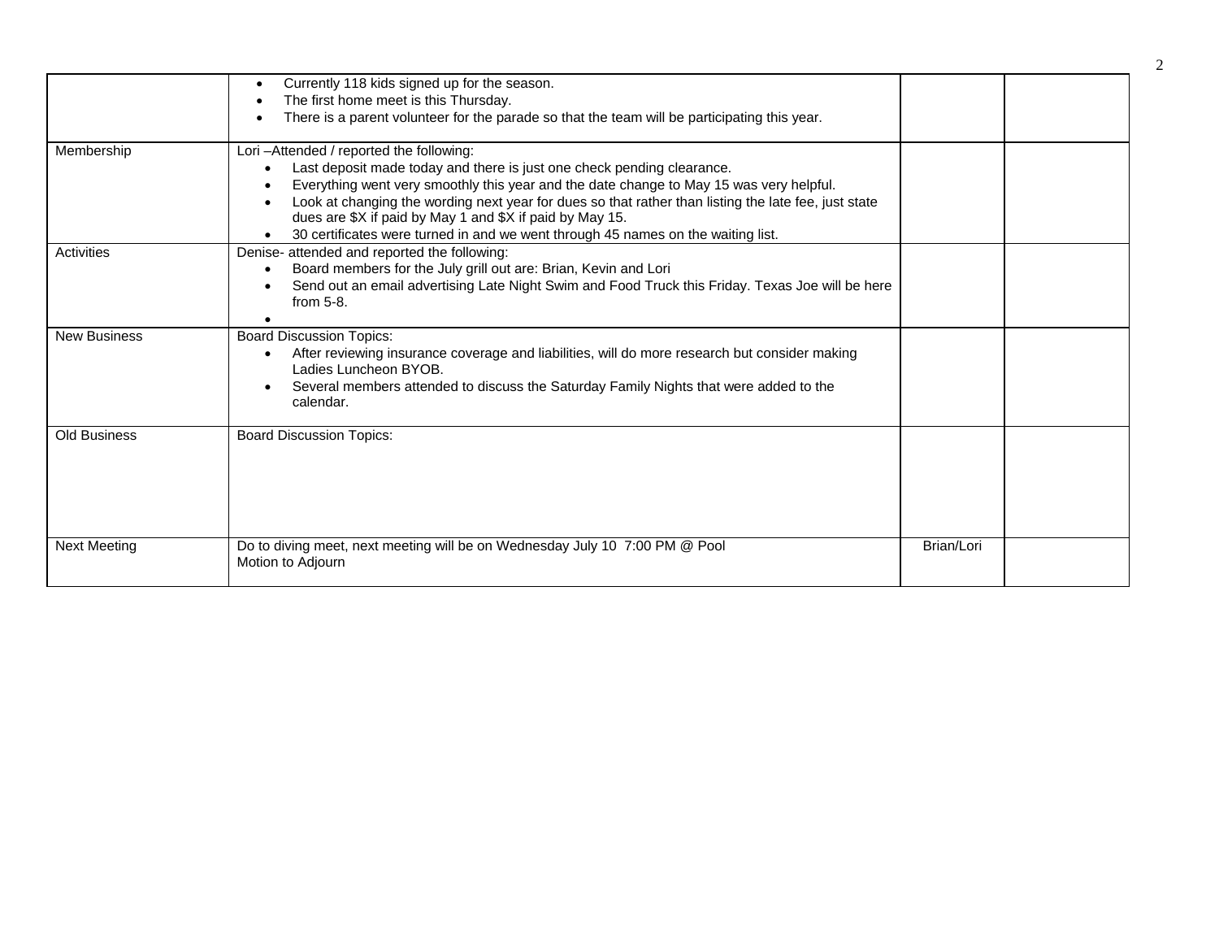| | | | |
|---|---|---|---|
| | • Currently 118 kids signed up for the season.<br>• The first home meet is this Thursday.<br>• There is a parent volunteer for the parade so that the team will be participating this year. | | |
| Membership | Lori –Attended / reported the following:<br>• Last deposit made today and there is just one check pending clearance.<br>• Everything went very smoothly this year and the date change to May 15 was very helpful.<br>• Look at changing the wording next year for dues so that rather than listing the late fee, just state dues are $X if paid by May 1 and $X if paid by May 15.<br>• 30 certificates were turned in and we went through 45 names on the waiting list. | | |
| Activities | Denise- attended and reported the following:<br>• Board members for the July grill out are: Brian, Kevin and Lori<br>• Send out an email advertising Late Night Swim and Food Truck this Friday. Texas Joe will be here from 5-8.<br>• | | |
| New Business | Board Discussion Topics:<br>• After reviewing insurance coverage and liabilities, will do more research but consider making Ladies Luncheon BYOB.<br>• Several members attended to discuss the Saturday Family Nights that were added to the calendar. | | |
| Old Business | Board Discussion Topics: | | |
| Next Meeting | Do to diving meet, next meeting will be on Wednesday July 10 7:00 PM @ Pool<br>Motion to Adjourn | Brian/Lori | |